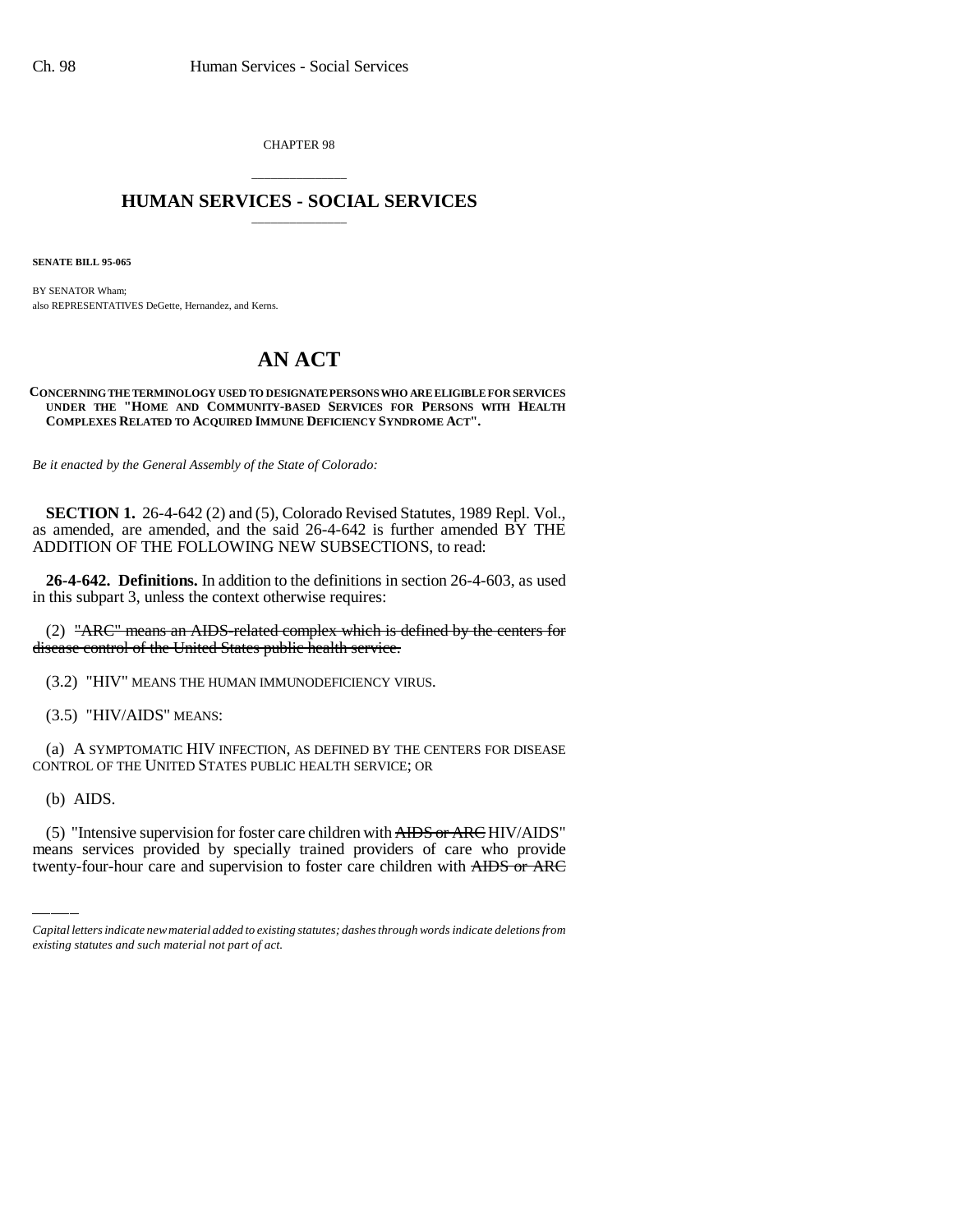CHAPTER 98

# HUMAN SERVICES - SOCIAL SERVICES

**SENATE BILL 95-065**

BY SENATOR Wham;
also REPRESENTATIVES DeGette, Hernandez, and Kerns.

# AN ACT

**CONCERNING THE TERMINOLOGY USED TO DESIGNATE PERSONS WHO ARE ELIGIBLE FOR SERVICES UNDER THE "HOME AND COMMUNITY-BASED SERVICES FOR PERSONS WITH HEALTH COMPLEXES RELATED TO ACQUIRED IMMUNE DEFICIENCY SYNDROME ACT".**

*Be it enacted by the General Assembly of the State of Colorado:*

**SECTION 1.** 26-4-642 (2) and (5), Colorado Revised Statutes, 1989 Repl. Vol., as amended, are amended, and the said 26-4-642 is further amended BY THE ADDITION OF THE FOLLOWING NEW SUBSECTIONS, to read:

**26-4-642. Definitions.** In addition to the definitions in section 26-4-603, as used in this subpart 3, unless the context otherwise requires:

(2) ~~"ARC" means an AIDS-related complex which is defined by the centers for disease control of the United States public health service.~~

(3.2) "HIV" MEANS THE HUMAN IMMUNODEFICIENCY VIRUS.

(3.5) "HIV/AIDS" MEANS:

(a) A SYMPTOMATIC HIV INFECTION, AS DEFINED BY THE CENTERS FOR DISEASE CONTROL OF THE UNITED STATES PUBLIC HEALTH SERVICE; OR

(b) AIDS.

(5) "Intensive supervision for foster care children with ~~AIDS or ARC~~ HIV/AIDS" means services provided by specially trained providers of care who provide twenty-four-hour care and supervision to foster care children with ~~AIDS or ARC~~

*Capital letters indicate new material added to existing statutes; dashes through words indicate deletions from existing statutes and such material not part of act.*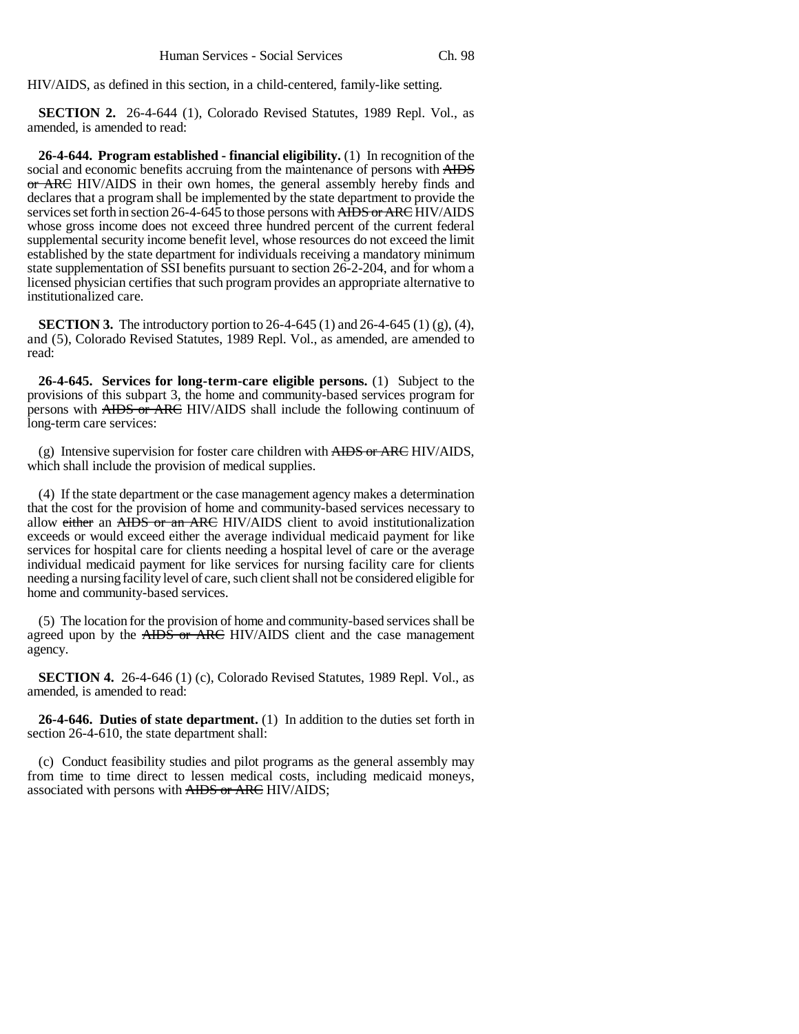HIV/AIDS, as defined in this section, in a child-centered, family-like setting.

**SECTION 2.** 26-4-644 (1), Colorado Revised Statutes, 1989 Repl. Vol., as amended, is amended to read:

**26-4-644. Program established - financial eligibility.** (1) In recognition of the social and economic benefits accruing from the maintenance of persons with ~~AIDS or ARC~~ HIV/AIDS in their own homes, the general assembly hereby finds and declares that a program shall be implemented by the state department to provide the services set forth in section 26-4-645 to those persons with ~~AIDS or ARC~~ HIV/AIDS whose gross income does not exceed three hundred percent of the current federal supplemental security income benefit level, whose resources do not exceed the limit established by the state department for individuals receiving a mandatory minimum state supplementation of SSI benefits pursuant to section 26-2-204, and for whom a licensed physician certifies that such program provides an appropriate alternative to institutionalized care.

**SECTION 3.** The introductory portion to 26-4-645 (1) and 26-4-645 (1) (g), (4), and (5), Colorado Revised Statutes, 1989 Repl. Vol., as amended, are amended to read:

**26-4-645. Services for long-term-care eligible persons.** (1) Subject to the provisions of this subpart 3, the home and community-based services program for persons with ~~AIDS or ARC~~ HIV/AIDS shall include the following continuum of long-term care services:

(g) Intensive supervision for foster care children with ~~AIDS or ARC~~ HIV/AIDS, which shall include the provision of medical supplies.

(4) If the state department or the case management agency makes a determination that the cost for the provision of home and community-based services necessary to allow ~~either~~ an ~~AIDS or an ARC~~ HIV/AIDS client to avoid institutionalization exceeds or would exceed either the average individual medicaid payment for like services for hospital care for clients needing a hospital level of care or the average individual medicaid payment for like services for nursing facility care for clients needing a nursing facility level of care, such client shall not be considered eligible for home and community-based services.

(5) The location for the provision of home and community-based services shall be agreed upon by the ~~AIDS or ARC~~ HIV/AIDS client and the case management agency.

**SECTION 4.** 26-4-646 (1) (c), Colorado Revised Statutes, 1989 Repl. Vol., as amended, is amended to read:

**26-4-646. Duties of state department.** (1) In addition to the duties set forth in section 26-4-610, the state department shall:

(c) Conduct feasibility studies and pilot programs as the general assembly may from time to time direct to lessen medical costs, including medicaid moneys, associated with persons with ~~AIDS or ARC~~ HIV/AIDS;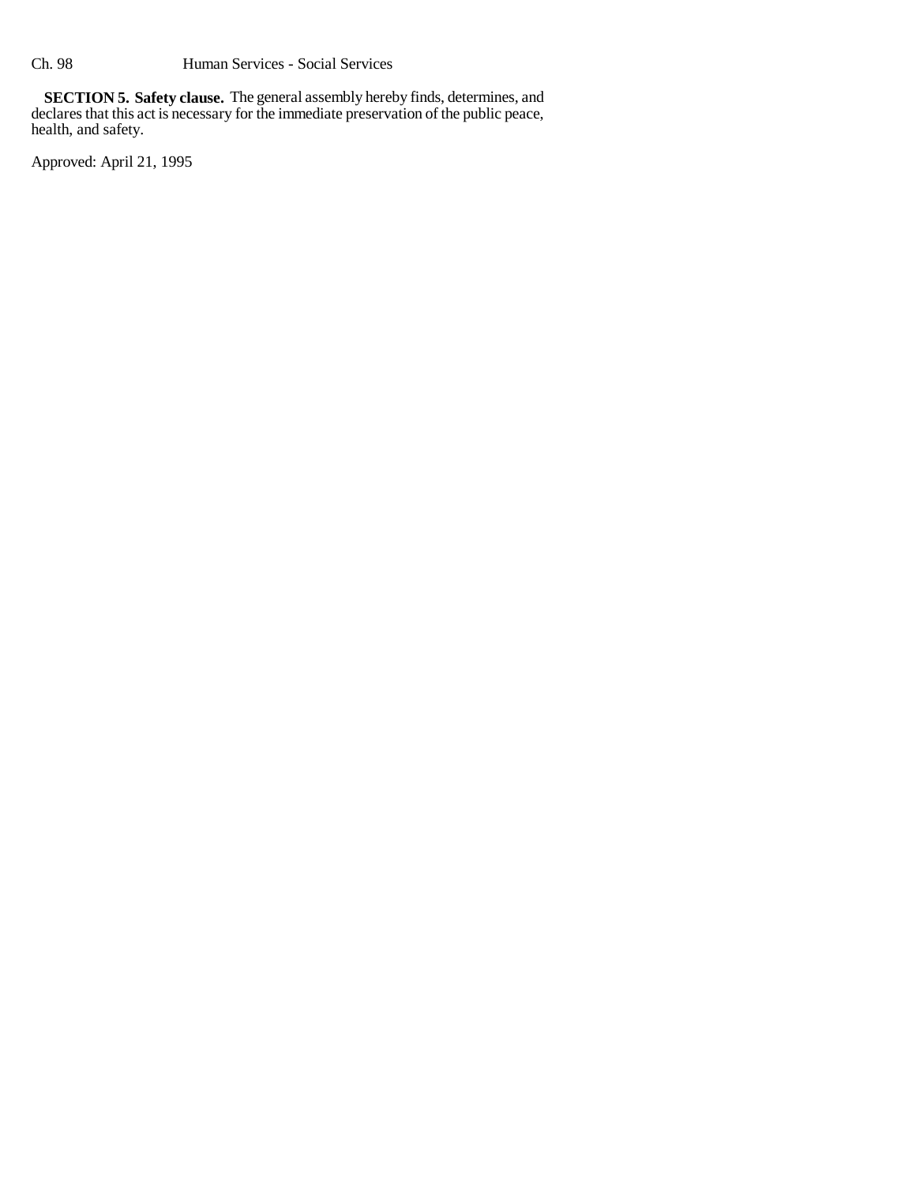**SECTION 5. Safety clause.** The general assembly hereby finds, determines, and declares that this act is necessary for the immediate preservation of the public peace, health, and safety.

Approved: April 21, 1995